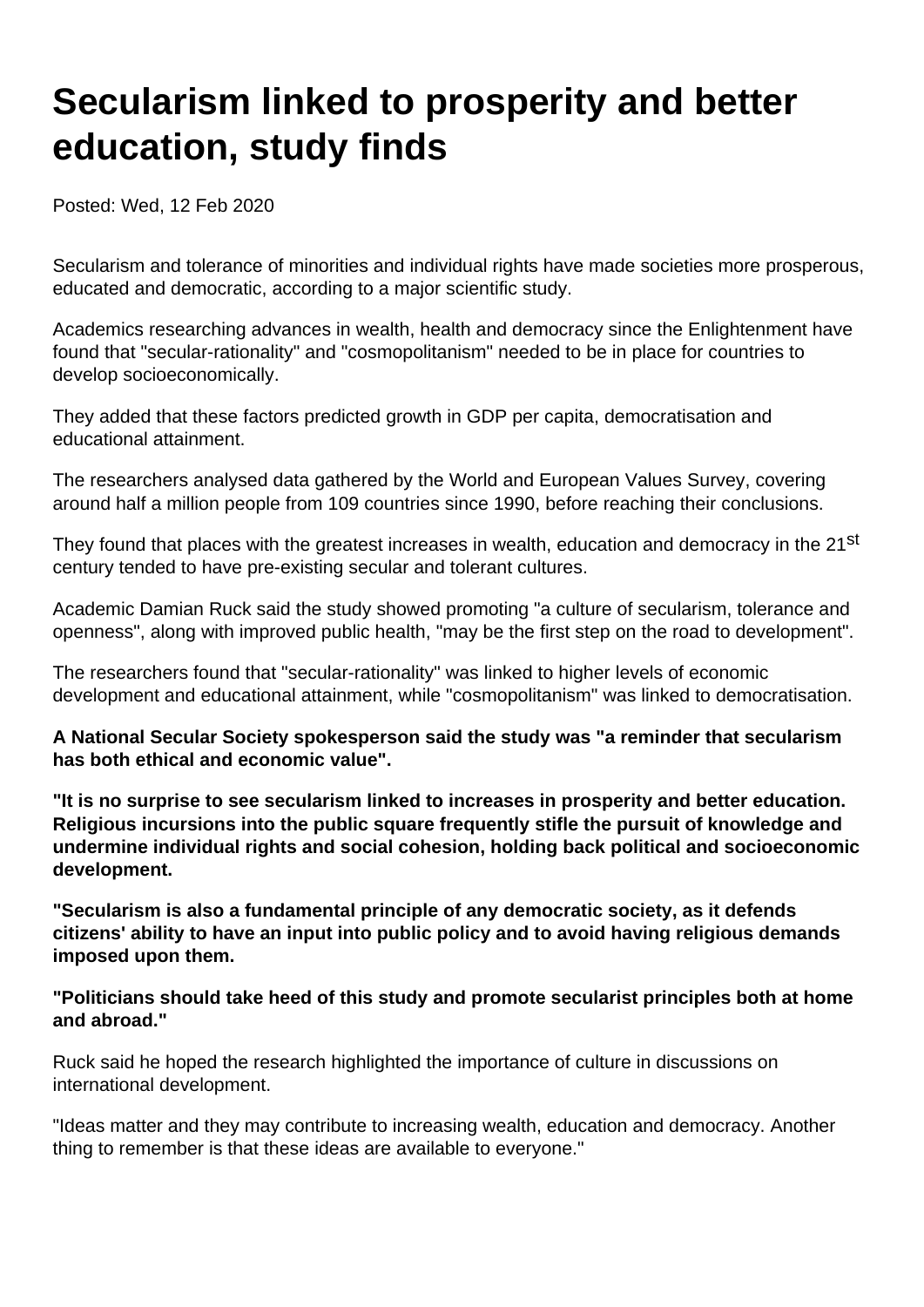# Secularism linked to prosperity and better education, study finds

Posted: Wed, 12 Feb 2020

Secularism and tolerance of minorities and individual rights have made societies more prosperous, educated and democratic, according to a major scientific study.

Academics researching advances in wealth, health and democracy since the Enlightenment have found that "secular-rationality" and "cosmopolitanism" needed to be in place for countries to develop socioeconomically.

They added that these factors predicted growth in GDP per capita, democratisation and educational attainment.

The researchers analysed data gathered by the World and European Values Survey, covering around half a million people from 109 countries since 1990, before reaching their conclusions.

They found that places with the greatest increases in wealth, education and democracy in the 21st century tended to have pre-existing secular and tolerant cultures.

Academic Damian Ruck said the study showed promoting "a culture of secularism, tolerance and openness", along with improved public health, "may be the first step on the road to development".

The researchers found that "secular-rationality" was linked to higher levels of economic development and educational attainment, while "cosmopolitanism" was linked to democratisation.

**A National Secular Society spokesperson said the study was "a reminder that secularism has both ethical and economic value".**

**"It is no surprise to see secularism linked to increases in prosperity and better education. Religious incursions into the public square frequently stifle the pursuit of knowledge and undermine individual rights and social cohesion, holding back political and socioeconomic development.**

**"Secularism is also a fundamental principle of any democratic society, as it defends citizens' ability to have an input into public policy and to avoid having religious demands imposed upon them.**

**"Politicians should take heed of this study and promote secularist principles both at home and abroad."**

Ruck said he hoped the research highlighted the importance of culture in discussions on international development.

"Ideas matter and they may contribute to increasing wealth, education and democracy. Another thing to remember is that these ideas are available to everyone."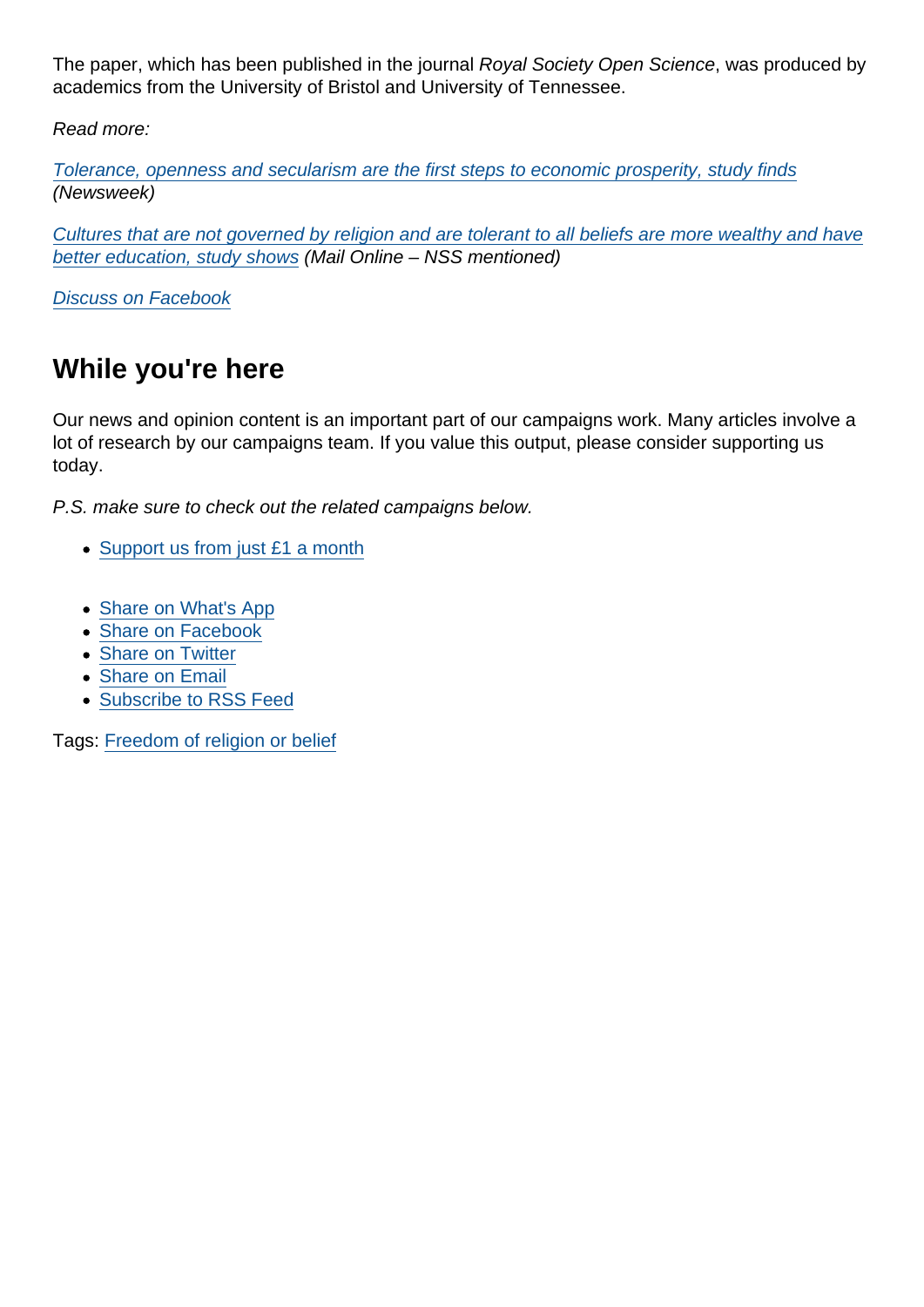The paper, which has been published in the journal *Royal Society Open Science*, was produced by academics from the University of Bristol and University of Tennessee.

*Read more:*

*Tolerance, openness and secularism are the first steps to economic prosperity, study finds* *(Newsweek)*

*Cultures that are not governed by religion and are tolerant to all beliefs are more wealthy and have better education, study shows* *(Mail Online – NSS mentioned)*

*Discuss on Facebook*

## While you're here

Our news and opinion content is an important part of our campaigns work. Many articles involve a lot of research by our campaigns team. If you value this output, please consider supporting us today.

*P.S. make sure to check out the related campaigns below.*

- Support us from just £1 a month

- Share on What's App
- Share on Facebook
- Share on Twitter
- Share on Email
- Subscribe to RSS Feed

Tags: Freedom of religion or belief